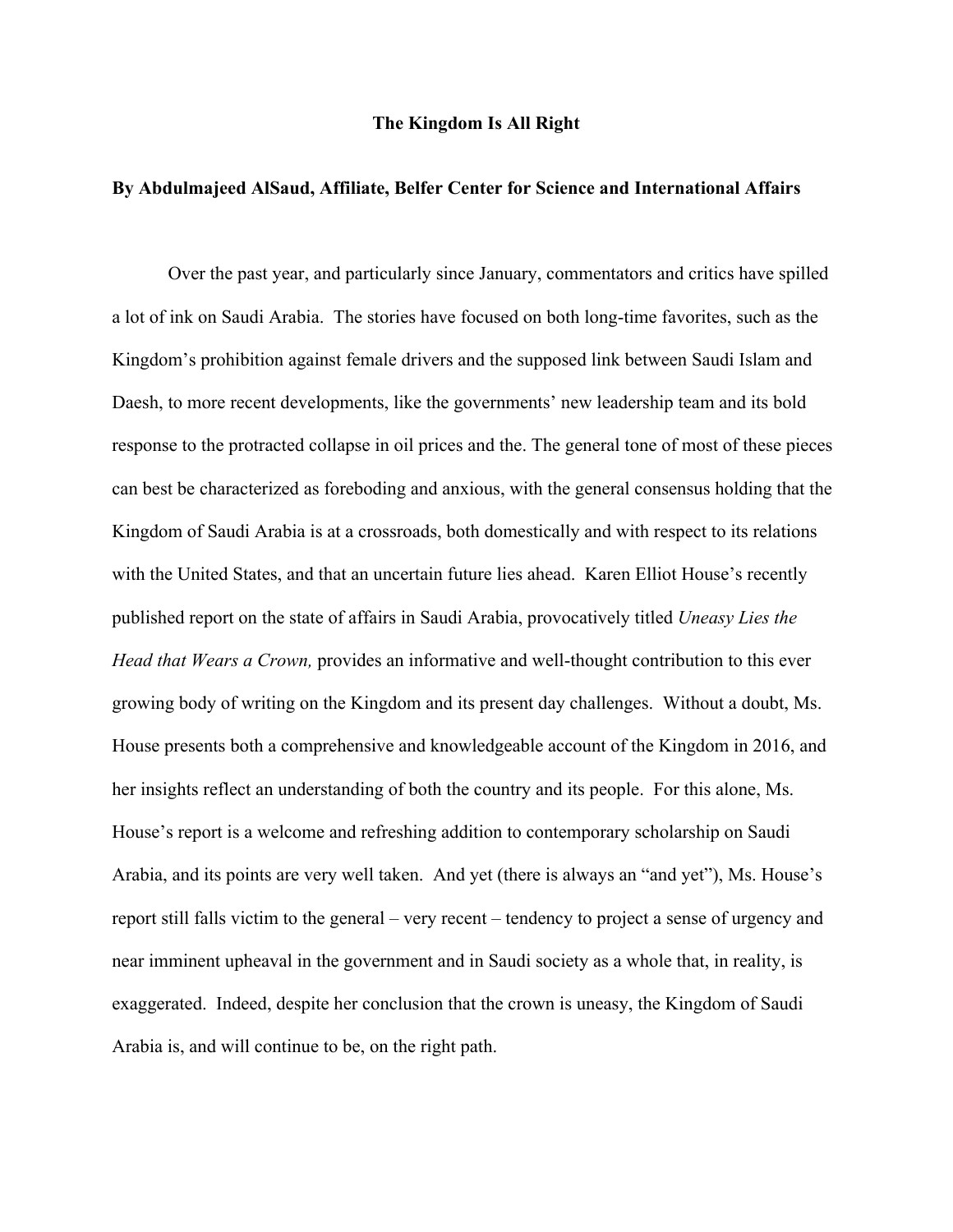**The Kingdom Is All Right**

**By Abdulmajeed AlSaud, Affiliate, Belfer Center for Science and International Affairs**

Over the past year, and particularly since January, commentators and critics have spilled a lot of ink on Saudi Arabia. The stories have focused on both long-time favorites, such as the Kingdom's prohibition against female drivers and the supposed link between Saudi Islam and Daesh, to more recent developments, like the governments' new leadership team and its bold response to the protracted collapse in oil prices and the. The general tone of most of these pieces can best be characterized as foreboding and anxious, with the general consensus holding that the Kingdom of Saudi Arabia is at a crossroads, both domestically and with respect to its relations with the United States, and that an uncertain future lies ahead. Karen Elliot House's recently published report on the state of affairs in Saudi Arabia, provocatively titled *Uneasy Lies the Head that Wears a Crown,* provides an informative and well-thought contribution to this ever growing body of writing on the Kingdom and its present day challenges. Without a doubt, Ms. House presents both a comprehensive and knowledgeable account of the Kingdom in 2016, and her insights reflect an understanding of both the country and its people. For this alone, Ms. House's report is a welcome and refreshing addition to contemporary scholarship on Saudi Arabia, and its points are very well taken. And yet (there is always an "and yet"), Ms. House's report still falls victim to the general – very recent – tendency to project a sense of urgency and near imminent upheaval in the government and in Saudi society as a whole that, in reality, is exaggerated. Indeed, despite her conclusion that the crown is uneasy, the Kingdom of Saudi Arabia is, and will continue to be, on the right path.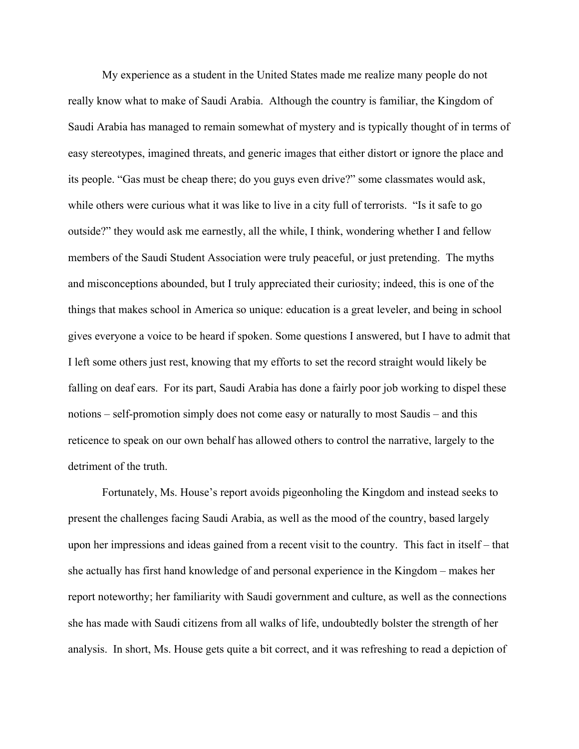My experience as a student in the United States made me realize many people do not really know what to make of Saudi Arabia. Although the country is familiar, the Kingdom of Saudi Arabia has managed to remain somewhat of mystery and is typically thought of in terms of easy stereotypes, imagined threats, and generic images that either distort or ignore the place and its people. "Gas must be cheap there; do you guys even drive?" some classmates would ask, while others were curious what it was like to live in a city full of terrorists. "Is it safe to go outside?" they would ask me earnestly, all the while, I think, wondering whether I and fellow members of the Saudi Student Association were truly peaceful, or just pretending. The myths and misconceptions abounded, but I truly appreciated their curiosity; indeed, this is one of the things that makes school in America so unique: education is a great leveler, and being in school gives everyone a voice to be heard if spoken. Some questions I answered, but I have to admit that I left some others just rest, knowing that my efforts to set the record straight would likely be falling on deaf ears. For its part, Saudi Arabia has done a fairly poor job working to dispel these notions – self-promotion simply does not come easy or naturally to most Saudis – and this reticence to speak on our own behalf has allowed others to control the narrative, largely to the detriment of the truth.

Fortunately, Ms. House's report avoids pigeonholing the Kingdom and instead seeks to present the challenges facing Saudi Arabia, as well as the mood of the country, based largely upon her impressions and ideas gained from a recent visit to the country. This fact in itself – that she actually has first hand knowledge of and personal experience in the Kingdom – makes her report noteworthy; her familiarity with Saudi government and culture, as well as the connections she has made with Saudi citizens from all walks of life, undoubtedly bolster the strength of her analysis. In short, Ms. House gets quite a bit correct, and it was refreshing to read a depiction of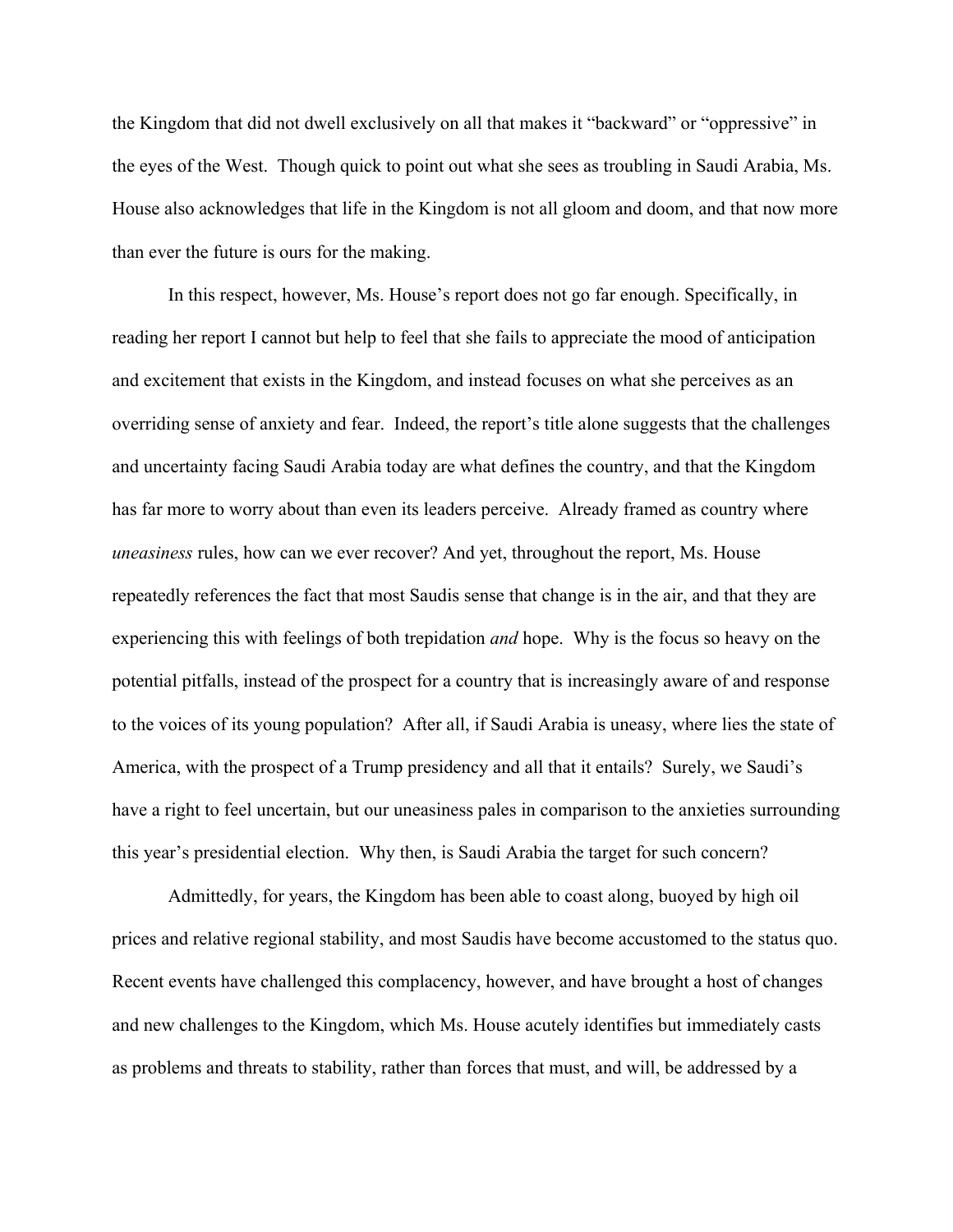the Kingdom that did not dwell exclusively on all that makes it "backward" or "oppressive" in the eyes of the West. Though quick to point out what she sees as troubling in Saudi Arabia, Ms. House also acknowledges that life in the Kingdom is not all gloom and doom, and that now more than ever the future is ours for the making.

In this respect, however, Ms. House's report does not go far enough. Specifically, in reading her report I cannot but help to feel that she fails to appreciate the mood of anticipation and excitement that exists in the Kingdom, and instead focuses on what she perceives as an overriding sense of anxiety and fear. Indeed, the report's title alone suggests that the challenges and uncertainty facing Saudi Arabia today are what defines the country, and that the Kingdom has far more to worry about than even its leaders perceive. Already framed as country where *uneasiness* rules, how can we ever recover? And yet, throughout the report, Ms. House repeatedly references the fact that most Saudis sense that change is in the air, and that they are experiencing this with feelings of both trepidation *and* hope. Why is the focus so heavy on the potential pitfalls, instead of the prospect for a country that is increasingly aware of and response to the voices of its young population? After all, if Saudi Arabia is uneasy, where lies the state of America, with the prospect of a Trump presidency and all that it entails? Surely, we Saudi's have a right to feel uncertain, but our uneasiness pales in comparison to the anxieties surrounding this year's presidential election. Why then, is Saudi Arabia the target for such concern?

Admittedly, for years, the Kingdom has been able to coast along, buoyed by high oil prices and relative regional stability, and most Saudis have become accustomed to the status quo. Recent events have challenged this complacency, however, and have brought a host of changes and new challenges to the Kingdom, which Ms. House acutely identifies but immediately casts as problems and threats to stability, rather than forces that must, and will, be addressed by a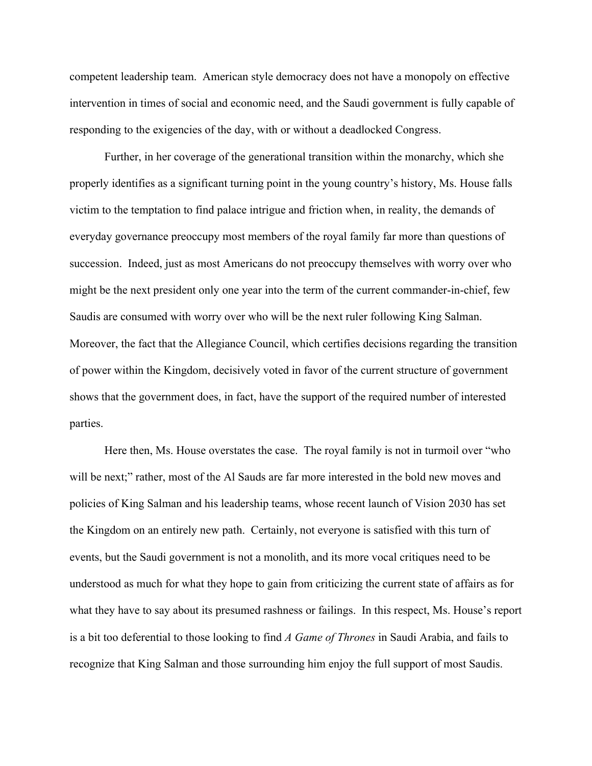competent leadership team. American style democracy does not have a monopoly on effective intervention in times of social and economic need, and the Saudi government is fully capable of responding to the exigencies of the day, with or without a deadlocked Congress.

Further, in her coverage of the generational transition within the monarchy, which she properly identifies as a significant turning point in the young country's history, Ms. House falls victim to the temptation to find palace intrigue and friction when, in reality, the demands of everyday governance preoccupy most members of the royal family far more than questions of succession. Indeed, just as most Americans do not preoccupy themselves with worry over who might be the next president only one year into the term of the current commander-in-chief, few Saudis are consumed with worry over who will be the next ruler following King Salman. Moreover, the fact that the Allegiance Council, which certifies decisions regarding the transition of power within the Kingdom, decisively voted in favor of the current structure of government shows that the government does, in fact, have the support of the required number of interested parties.

Here then, Ms. House overstates the case. The royal family is not in turmoil over "who will be next;" rather, most of the Al Sauds are far more interested in the bold new moves and policies of King Salman and his leadership teams, whose recent launch of Vision 2030 has set the Kingdom on an entirely new path. Certainly, not everyone is satisfied with this turn of events, but the Saudi government is not a monolith, and its more vocal critiques need to be understood as much for what they hope to gain from criticizing the current state of affairs as for what they have to say about its presumed rashness or failings. In this respect, Ms. House's report is a bit too deferential to those looking to find *A Game of Thrones* in Saudi Arabia, and fails to recognize that King Salman and those surrounding him enjoy the full support of most Saudis.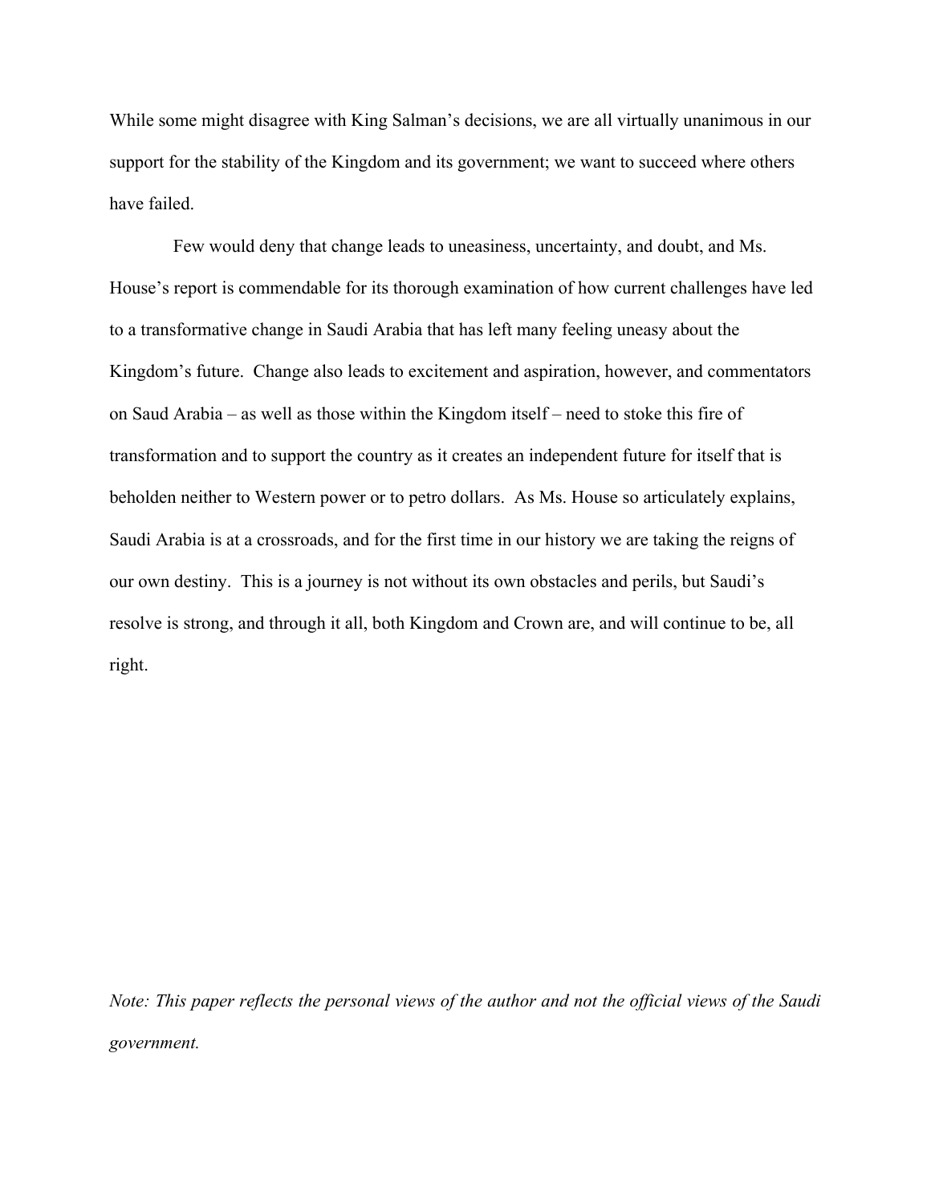While some might disagree with King Salman's decisions, we are all virtually unanimous in our support for the stability of the Kingdom and its government; we want to succeed where others have failed.

Few would deny that change leads to uneasiness, uncertainty, and doubt, and Ms. House's report is commendable for its thorough examination of how current challenges have led to a transformative change in Saudi Arabia that has left many feeling uneasy about the Kingdom's future. Change also leads to excitement and aspiration, however, and commentators on Saud Arabia – as well as those within the Kingdom itself – need to stoke this fire of transformation and to support the country as it creates an independent future for itself that is beholden neither to Western power or to petro dollars. As Ms. House so articulately explains, Saudi Arabia is at a crossroads, and for the first time in our history we are taking the reigns of our own destiny. This is a journey is not without its own obstacles and perils, but Saudi's resolve is strong, and through it all, both Kingdom and Crown are, and will continue to be, all right.

*Note: This paper reflects the personal views of the author and not the official views of the Saudi government.*